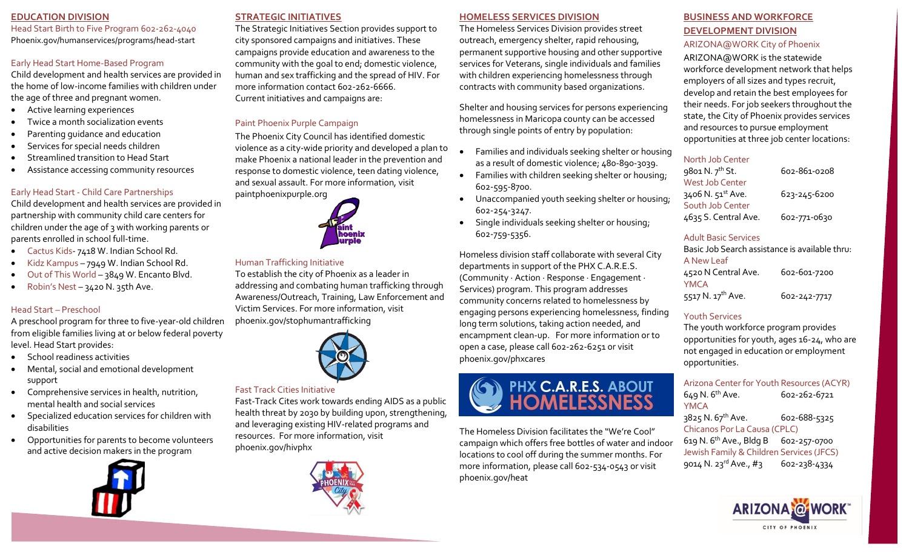## EDUCATION DIVISION

Head Start Birth to Five Program 602-262-4040
Phoenix.gov/humanservices/programs/head-start

### Early Head Start Home-Based Program

Child development and health services are provided in the home of low-income families with children under the age of three and pregnant women.

- Active learning experiences
- Twice a month socialization events
- Parenting guidance and education
- Services for special needs children
- Streamlined transition to Head Start
- Assistance accessing community resources

### Early Head Start - Child Care Partnerships

Child development and health services are provided in partnership with community child care centers for children under the age of 3 with working parents or parents enrolled in school full-time.

- Cactus Kids- 7418 W. Indian School Rd.
- Kidz Kampus – 7949 W. Indian School Rd.
- Out of This World – 3849 W. Encanto Blvd.
- Robin's Nest – 3420 N. 35th Ave.

### Head Start – Preschool

A preschool program for three to five-year-old children from eligible families living at or below federal poverty level. Head Start provides:

- School readiness activities
- Mental, social and emotional development support
- Comprehensive services in health, nutrition, mental health and social services
- Specialized education services for children with disabilities
- Opportunities for parents to become volunteers and active decision makers in the program

## STRATEGIC INITIATIVES

The Strategic Initiatives Section provides support to city sponsored campaigns and initiatives. These campaigns provide education and awareness to the community with the goal to end; domestic violence, human and sex trafficking and the spread of HIV. For more information contact 602-262-6666.
Current initiatives and campaigns are:

### Paint Phoenix Purple Campaign

The Phoenix City Council has identified domestic violence as a city-wide priority and developed a plan to make Phoenix a national leader in the prevention and response to domestic violence, teen dating violence, and sexual assault. For more information, visit paintphoenixpurple.org

### Human Trafficking Initiative

To establish the city of Phoenix as a leader in addressing and combating human trafficking through Awareness/Outreach, Training, Law Enforcement and Victim Services. For more information, visit phoenix.gov/stophumantrafficking

### Fast Track Cities Initiative

Fast-Track Cites work towards ending AIDS as a public health threat by 2030 by building upon, strengthening, and leveraging existing HIV-related programs and resources. For more information, visit phoenix.gov/hivphx

## HOMELESS SERVICES DIVISION

The Homeless Services Division provides street outreach, emergency shelter, rapid rehousing, permanent supportive housing and other supportive services for Veterans, single individuals and families with children experiencing homelessness through contracts with community based organizations.

Shelter and housing services for persons experiencing homelessness in Maricopa county can be accessed through single points of entry by population:

- Families and individuals seeking shelter or housing as a result of domestic violence; 480-890-3039.
- Families with children seeking shelter or housing; 602-595-8700.
- Unaccompanied youth seeking shelter or housing; 602-254-3247.
- Single individuals seeking shelter or housing; 602-759-5356.

Homeless division staff collaborate with several City departments in support of the PHX C.A.R.E.S. (Community · Action · Response · Engagement · Services) program. This program addresses community concerns related to homelessness by engaging persons experiencing homelessness, finding long term solutions, taking action needed, and encampment clean-up. For more information or to open a case, please call 602-262-6251 or visit phoenix.gov/phxcares

PHX C.A.R.E.S. ABOUT HOMELESSNESS

The Homeless Division facilitates the "We're Cool" campaign which offers free bottles of water and indoor locations to cool off during the summer months. For more information, please call 602-534-0543 or visit phoenix.gov/heat

## BUSINESS AND WORKFORCE DEVELOPMENT DIVISION

ARIZONA@WORK City of Phoenix

ARIZONA@WORK is the statewide workforce development network that helps employers of all sizes and types recruit, develop and retain the best employees for their needs. For job seekers throughout the state, the City of Phoenix provides services and resources to pursue employment opportunities at three job center locations:

North Job Center
9801 N. 7th St. 602-861-0208
West Job Center
3406 N. 51st Ave. 623-245-6200
South Job Center
4635 S. Central Ave. 602-771-0630

### Adult Basic Services

Basic Job Search assistance is available thru:
A New Leaf
4520 N Central Ave. 602-601-7200
YMCA
5517 N. 17th Ave. 602-242-7717

### Youth Services

The youth workforce program provides opportunities for youth, ages 16-24, who are not engaged in education or employment opportunities.

Arizona Center for Youth Resources (ACYR)
649 N. 6th Ave. 602-262-6721
YMCA
3825 N. 67th Ave. 602-688-5325
Chicanos Por La Causa (CPLC)
619 N. 6th Ave., Bldg B 602-257-0700
Jewish Family & Children Services (JFCS)
9014 N. 23rd Ave., #3 602-238-4334

ARIZONA@WORK CITY OF PHOENIX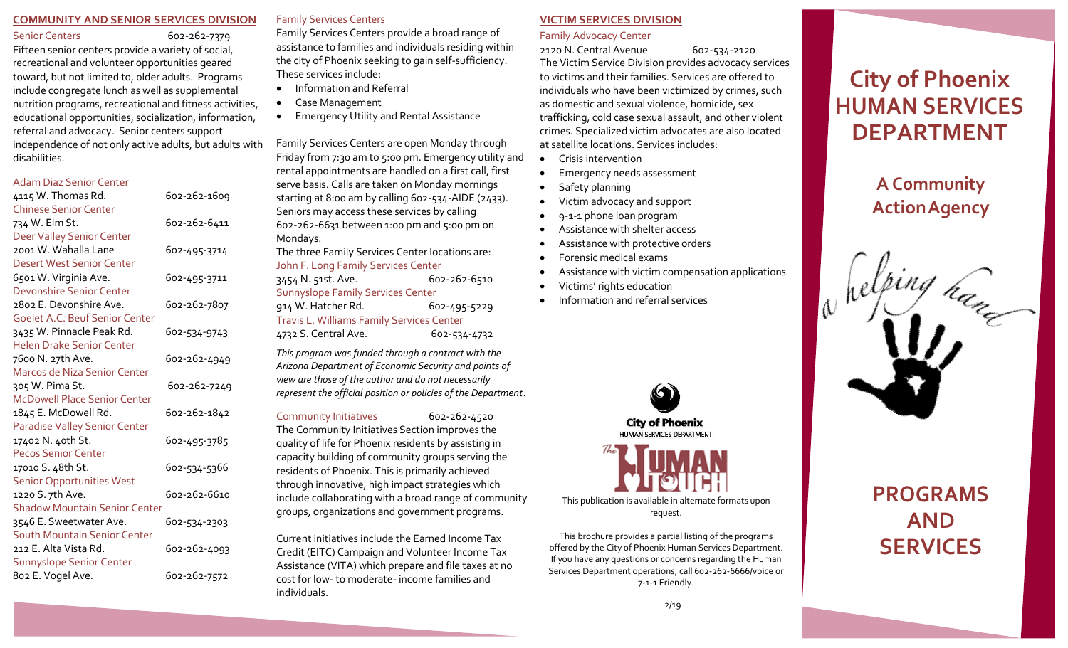## COMMUNITY AND SENIOR SERVICES DIVISION

### Senior Centers 602-262-7379

Fifteen senior centers provide a variety of social, recreational and volunteer opportunities geared toward, but not limited to, older adults. Programs include congregate lunch as well as supplemental nutrition programs, recreational and fitness activities, educational opportunities, socialization, information, referral and advocacy. Senior centers support independence of not only active adults, but adults with disabilities.

| | |
|---|---|
| **Adam Diaz Senior Center** | |
| 4115 W. Thomas Rd. | 602-262-1609 |
| **Chinese Senior Center** | |
| 734 W. Elm St. | 602-262-6411 |
| **Deer Valley Senior Center** | |
| 2001 W. Wahalla Lane | 602-495-3714 |
| **Desert West Senior Center** | |
| 6501 W. Virginia Ave. | 602-495-3711 |
| **Devonshire Senior Center** | |
| 2802 E. Devonshire Ave. | 602-262-7807 |
| **Goelet A.C. Beuf Senior Center** | |
| 3435 W. Pinnacle Peak Rd. | 602-534-9743 |
| **Helen Drake Senior Center** | |
| 7600 N. 27th Ave. | 602-262-4949 |
| **Marcos de Niza Senior Center** | |
| 305 W. Pima St. | 602-262-7249 |
| **McDowell Place Senior Center** | |
| 1845 E. McDowell Rd. | 602-262-1842 |
| **Paradise Valley Senior Center** | |
| 17402 N. 40th St. | 602-495-3785 |
| **Pecos Senior Center** | |
| 17010 S. 48th St. | 602-534-5366 |
| **Senior Opportunities West** | |
| 1220 S. 7th Ave. | 602-262-6610 |
| **Shadow Mountain Senior Center** | |
| 3546 E. Sweetwater Ave. | 602-534-2303 |
| **South Mountain Senior Center** | |
| 212 E. Alta Vista Rd. | 602-262-4093 |
| **Sunnyslope Senior Center** | |
| 802 E. Vogel Ave. | 602-262-7572 |

### Family Services Centers

Family Services Centers provide a broad range of assistance to families and individuals residing within the city of Phoenix seeking to gain self-sufficiency. These services include:

- Information and Referral
- Case Management
- Emergency Utility and Rental Assistance

Family Services Centers are open Monday through Friday from 7:30 am to 5:00 pm. Emergency utility and rental appointments are handled on a first call, first serve basis. Calls are taken on Monday mornings starting at 8:00 am by calling 602-534-AIDE (2433). Seniors may access these services by calling 602-262-6631 between 1:00 pm and 5:00 pm on Mondays.

The three Family Services Center locations are:

| | |
|---|---|
| **John F. Long Family Services Center** | |
| 3454 N. 51st. Ave. | 602-262-6510 |
| **Sunnyslope Family Services Center** | |
| 914 W. Hatcher Rd. | 602-495-5229 |
| **Travis L. Williams Family Services Center** | |
| 4732 S. Central Ave. | 602-534-4732 |

*This program was funded through a contract with the Arizona Department of Economic Security and points of view are those of the author and do not necessarily represent the official position or policies of the Department.*

### Community Initiatives 602-262-4520

The Community Initiatives Section improves the quality of life for Phoenix residents by assisting in capacity building of community groups serving the residents of Phoenix. This is primarily achieved through innovative, high impact strategies which include collaborating with a broad range of community groups, organizations and government programs.

Current initiatives include the Earned Income Tax Credit (EITC) Campaign and Volunteer Income Tax Assistance (VITA) which prepare and file taxes at no cost for low- to moderate- income families and individuals.

## VICTIM SERVICES DIVISION

### Family Advocacy Center

2120 N. Central Avenue 602-534-2120

The Victim Service Division provides advocacy services to victims and their families. Services are offered to individuals who have been victimized by crimes, such as domestic and sexual violence, homicide, sex trafficking, cold case sexual assault, and other violent crimes. Specialized victim advocates are also located at satellite locations. Services includes:

- Crisis intervention
- Emergency needs assessment
- Safety planning
- Victim advocacy and support
- 9-1-1 phone loan program
- Assistance with shelter access
- Assistance with protective orders
- Forensic medical exams
- Assistance with victim compensation applications
- Victims' rights education
- Information and referral services

City of Phoenix
HUMAN SERVICES DEPARTMENT

The HUMAN TOUCH

This publication is available in alternate formats upon request.

This brochure provides a partial listing of the programs offered by the City of Phoenix Human Services Department. If you have any questions or concerns regarding the Human Services Department operations, call 602-262-6666/voice or 7-1-1 Friendly.

2/19

# City of Phoenix HUMAN SERVICES DEPARTMENT

## A Community Action Agency

a helping hand

# PROGRAMS AND SERVICES